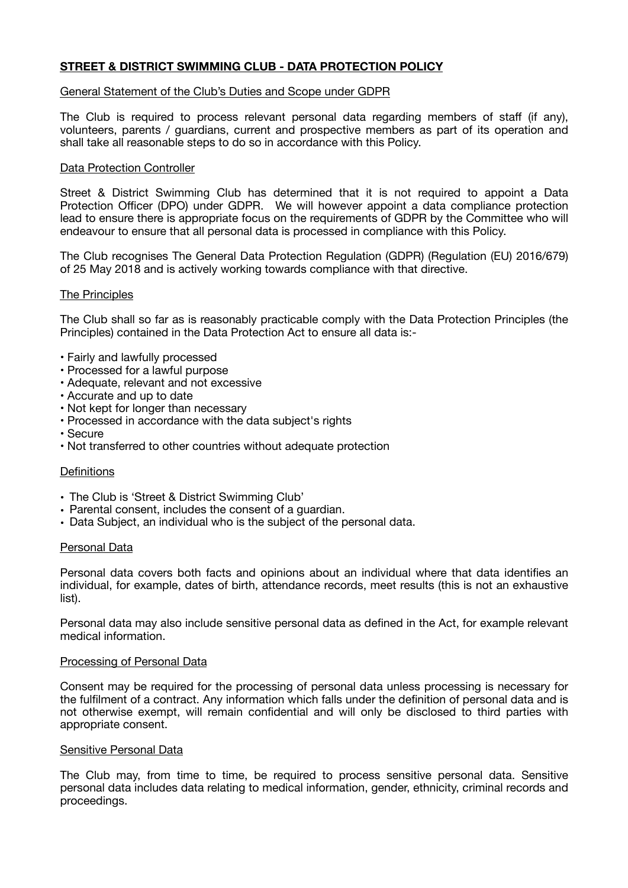# STREET & DISTRICT SWIMMING CLUB - DATA PROTECTION POLICY

## General Statement of the Club's Duties and Scope under GDPR

The Club is required to process relevant personal data regarding members of staff (if any), volunteers, parents / guardians, current and prospective members as part of its operation and shall take all reasonable steps to do so in accordance with this Policy.

## Data Protection Controller

Street & District Swimming Club has determined that it is not required to appoint a Data Protection Officer (DPO) under GDPR. We will however appoint a data compliance protection lead to ensure there is appropriate focus on the requirements of GDPR by the Committee who will endeavour to ensure that all personal data is processed in compliance with this Policy.

The Club recognises The General Data Protection Regulation (GDPR) (Regulation (EU) 2016/679) of 25 May 2018 and is actively working towards compliance with that directive.

## The Principles

The Club shall so far as is reasonably practicable comply with the Data Protection Principles (the Principles) contained in the Data Protection Act to ensure all data is:-

- Fairly and lawfully processed
- Processed for a lawful purpose
- Adequate, relevant and not excessive
- Accurate and up to date
- Not kept for longer than necessary
- Processed in accordance with the data subject's rights
- Secure
- Not transferred to other countries without adequate protection

## Definitions

- The Club is 'Street & District Swimming Club'
- Parental consent, includes the consent of a guardian.
- Data Subject, an individual who is the subject of the personal data.

## Personal Data

Personal data covers both facts and opinions about an individual where that data identifies an individual, for example, dates of birth, attendance records, meet results (this is not an exhaustive list).

Personal data may also include sensitive personal data as defined in the Act, for example relevant medical information.

## Processing of Personal Data

Consent may be required for the processing of personal data unless processing is necessary for the fulfilment of a contract. Any information which falls under the definition of personal data and is not otherwise exempt, will remain confidential and will only be disclosed to third parties with appropriate consent.

## Sensitive Personal Data

The Club may, from time to time, be required to process sensitive personal data. Sensitive personal data includes data relating to medical information, gender, ethnicity, criminal records and proceedings.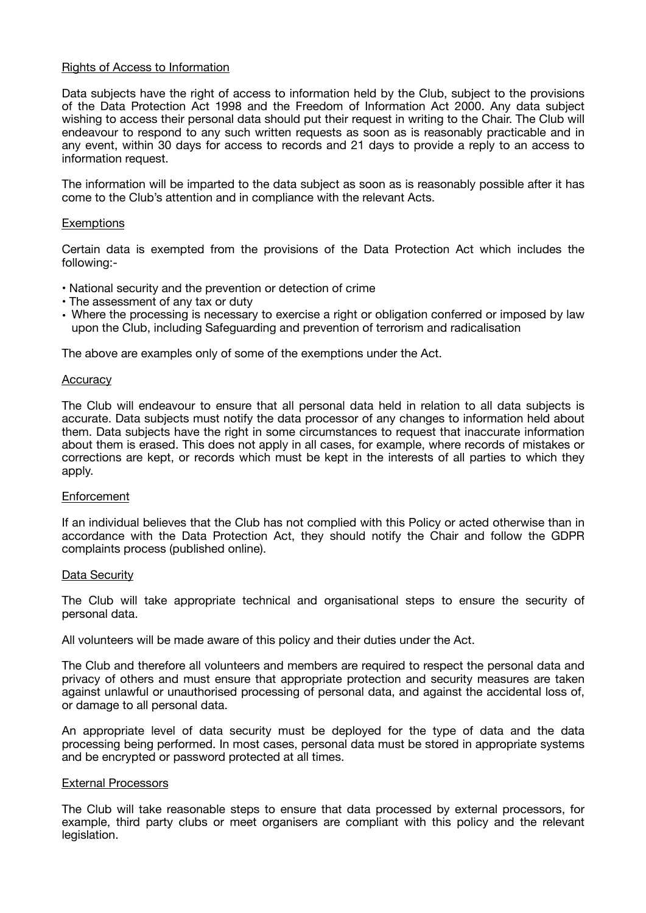## Rights of Access to Information

Data subjects have the right of access to information held by the Club, subject to the provisions of the Data Protection Act 1998 and the Freedom of Information Act 2000. Any data subject wishing to access their personal data should put their request in writing to the Chair. The Club will endeavour to respond to any such written requests as soon as is reasonably practicable and in any event, within 30 days for access to records and 21 days to provide a reply to an access to information request.

The information will be imparted to the data subject as soon as is reasonably possible after it has come to the Club's attention and in compliance with the relevant Acts.

## Exemptions

Certain data is exempted from the provisions of the Data Protection Act which includes the following:-

- National security and the prevention or detection of crime
- The assessment of any tax or duty
- Where the processing is necessary to exercise a right or obligation conferred or imposed by law upon the Club, including Safeguarding and prevention of terrorism and radicalisation

The above are examples only of some of the exemptions under the Act.

## Accuracy

The Club will endeavour to ensure that all personal data held in relation to all data subjects is accurate. Data subjects must notify the data processor of any changes to information held about them. Data subjects have the right in some circumstances to request that inaccurate information about them is erased. This does not apply in all cases, for example, where records of mistakes or corrections are kept, or records which must be kept in the interests of all parties to which they apply.

## Enforcement

If an individual believes that the Club has not complied with this Policy or acted otherwise than in accordance with the Data Protection Act, they should notify the Chair and follow the GDPR complaints process (published online).

## Data Security

The Club will take appropriate technical and organisational steps to ensure the security of personal data.

All volunteers will be made aware of this policy and their duties under the Act.

The Club and therefore all volunteers and members are required to respect the personal data and privacy of others and must ensure that appropriate protection and security measures are taken against unlawful or unauthorised processing of personal data, and against the accidental loss of, or damage to all personal data.

An appropriate level of data security must be deployed for the type of data and the data processing being performed. In most cases, personal data must be stored in appropriate systems and be encrypted or password protected at all times.

## External Processors

The Club will take reasonable steps to ensure that data processed by external processors, for example, third party clubs or meet organisers are compliant with this policy and the relevant legislation.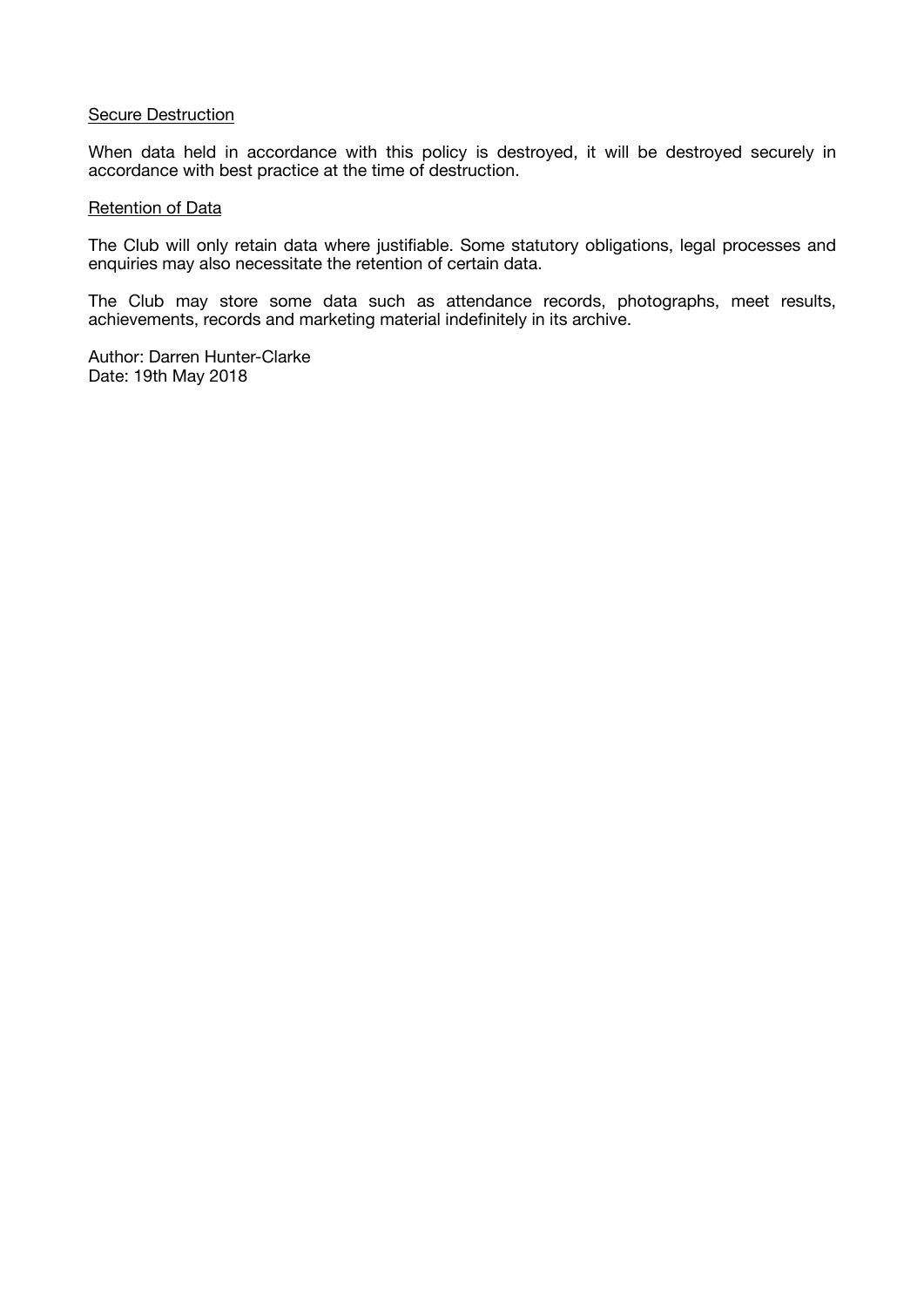<u>Secure Destruction</u>

When data held in accordance with this policy is destroyed, it will be destroyed securely in accordance with best practice at the time of destruction.

<u>Retention of Data</u>

The Club will only retain data where justifiable. Some statutory obligations, legal processes and enquiries may also necessitate the retention of certain data.

The Club may store some data such as attendance records, photographs, meet results, achievements, records and marketing material indefinitely in its archive.

Author: Darren Hunter-Clarke
Date: 19th May 2018